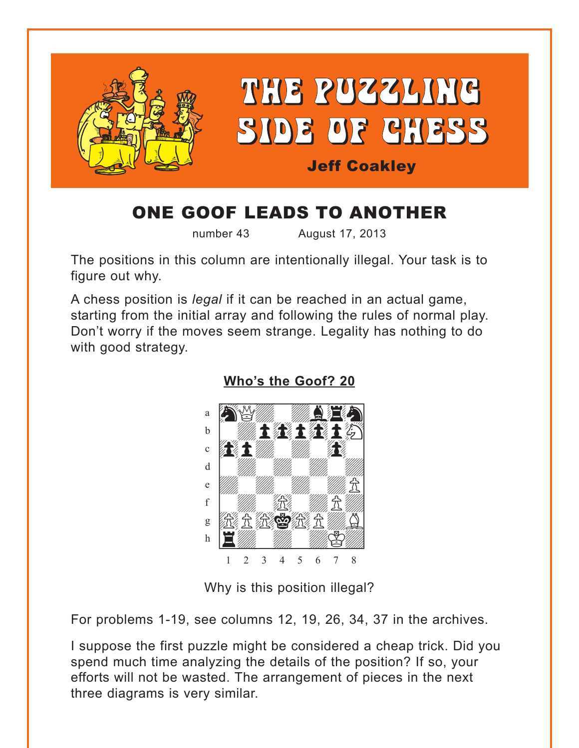# THE PUZZLING SIDE OF CHESS

**Jeff Coakley**

## ONE GOOF LEADS TO ANOTHER

number 43 August 17, 2013

The positions in this column are intentionally illegal. Your task is to figure out why.

A chess position is *legal* if it can be reached in an actual game, starting from the initial array and following the rules of normal play. Don't worry if the moves seem strange. Legality has nothing to do with good strategy.

### Who's the Goof? 20

Why is this position illegal?

For problems 1-19, see columns 12, 19, 26, 34, 37 in the archives.

I suppose the first puzzle might be considered a cheap trick. Did you spend much time analyzing the details of the position? If so, your efforts will not be wasted. The arrangement of pieces in the next three diagrams is very similar.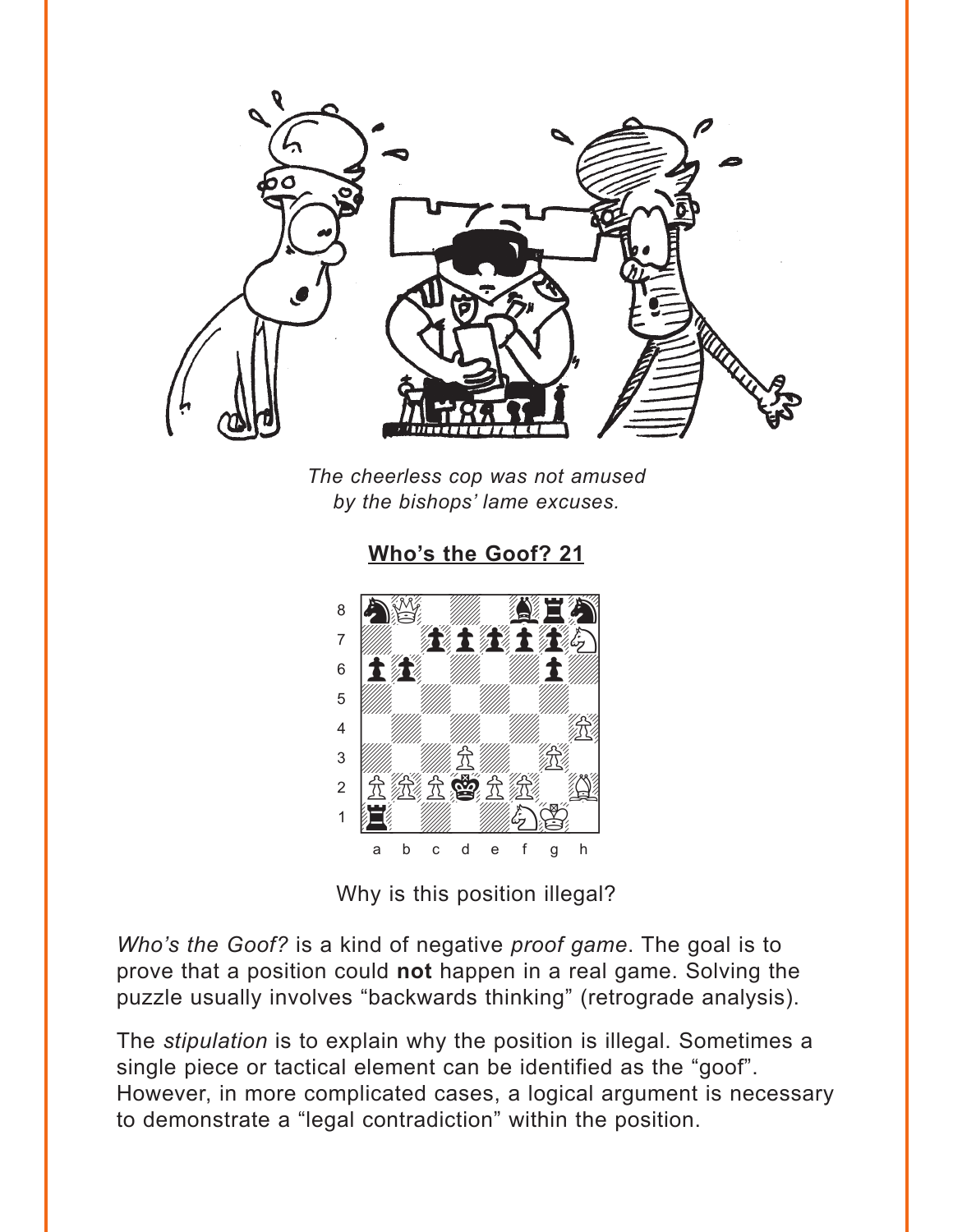*The cheerless cop was not amused by the bishops' lame excuses.*

## Who's the Goof? 21

Why is this position illegal?

*Who's the Goof?* is a kind of negative *proof game*. The goal is to prove that a position could **not** happen in a real game. Solving the puzzle usually involves "backwards thinking" (retrograde analysis).

The *stipulation* is to explain why the position is illegal. Sometimes a single piece or tactical element can be identified as the "goof". However, in more complicated cases, a logical argument is necessary to demonstrate a "legal contradiction" within the position.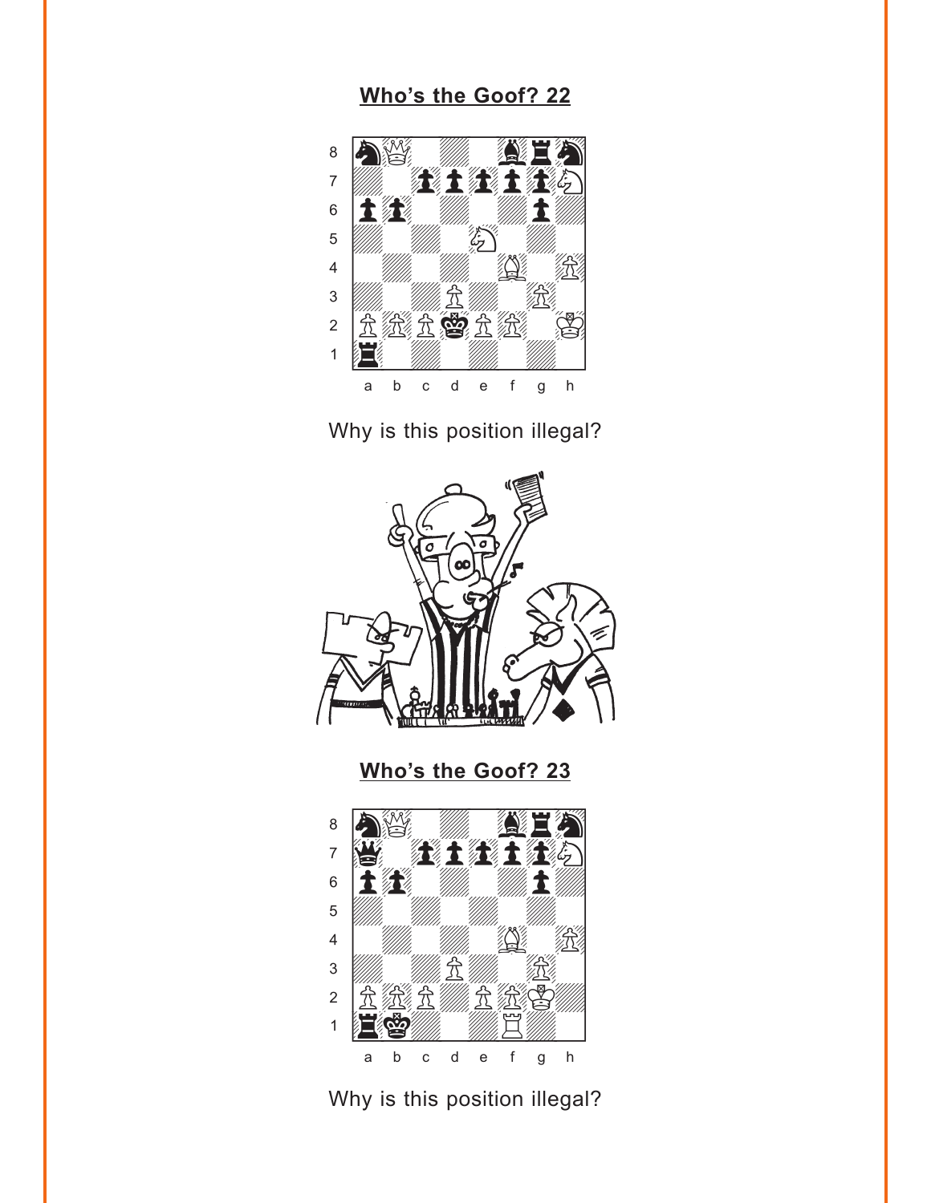## Who's the Goof? 22

Why is this position illegal?

## Who's the Goof? 23

Why is this position illegal?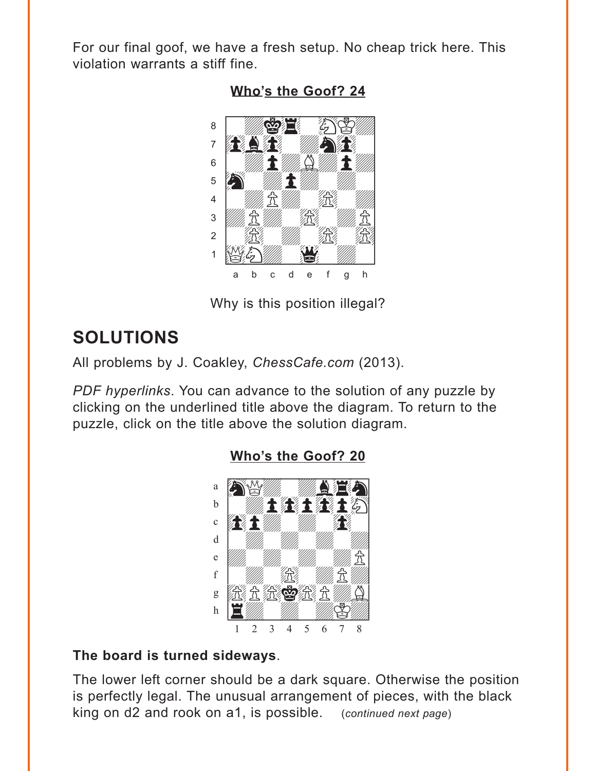For our final goof, we have a fresh setup. No cheap trick here. This violation warrants a stiff fine.

**Who's the Goof? 24**

Why is this position illegal?

## SOLUTIONS

All problems by J. Coakley, *ChessCafe.com* (2013).

*PDF hyperlinks*. You can advance to the solution of any puzzle by clicking on the underlined title above the diagram. To return to the puzzle, click on the title above the solution diagram.

**Who's the Goof? 20**

**The board is turned sideways**.

The lower left corner should be a dark square. Otherwise the position is perfectly legal. The unusual arrangement of pieces, with the black king on d2 and rook on a1, is possible. (*continued next page*)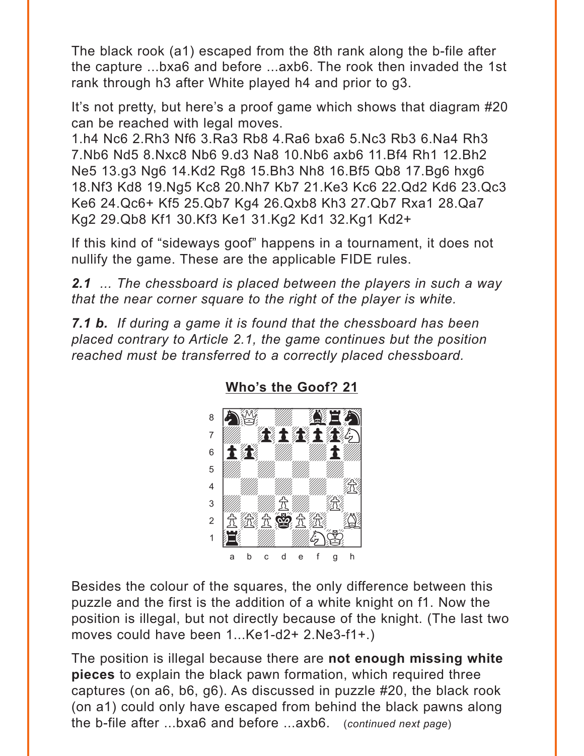The black rook (a1) escaped from the 8th rank along the b-file after the capture ...bxa6 and before ...axb6. The rook then invaded the 1st rank through h3 after White played h4 and prior to g3.

It's not pretty, but here's a proof game which shows that diagram #20 can be reached with legal moves.
1.h4 Nc6 2.Rh3 Nf6 3.Ra3 Rb8 4.Ra6 bxa6 5.Nc3 Rb3 6.Na4 Rh3 7.Nb6 Nd5 8.Nxc8 Nb6 9.d3 Na8 10.Nb6 axb6 11.Bf4 Rh1 12.Bh2 Ne5 13.g3 Ng6 14.Kd2 Rg8 15.Bh3 Nh8 16.Bf5 Qb8 17.Bg6 hxg6 18.Nf3 Kd8 19.Ng5 Kc8 20.Nh7 Kb7 21.Ke3 Kc6 22.Qd2 Kd6 23.Qc3 Ke6 24.Qc6+ Kf5 25.Qb7 Kg4 26.Qxb8 Kh3 27.Qb7 Rxa1 28.Qa7 Kg2 29.Qb8 Kf1 30.Kf3 Ke1 31.Kg2 Kd1 32.Kg1 Kd2+

If this kind of "sideways goof" happens in a tournament, it does not nullify the game. These are the applicable FIDE rules.

***2.1*** *... The chessboard is placed between the players in such a way that the near corner square to the right of the player is white.*

***7.1 b.*** *If during a game it is found that the chessboard has been placed contrary to Article 2.1, the game continues but the position reached must be transferred to a correctly placed chessboard.*

## Who's the Goof? 21

Besides the colour of the squares, the only difference between this puzzle and the first is the addition of a white knight on f1. Now the position is illegal, but not directly because of the knight. (The last two moves could have been 1...Ke1-d2+ 2.Ne3-f1+.)

The position is illegal because there are **not enough missing white pieces** to explain the black pawn formation, which required three captures (on a6, b6, g6). As discussed in puzzle #20, the black rook (on a1) could only have escaped from behind the black pawns along the b-file after ...bxa6 and before ...axb6. (*continued next page*)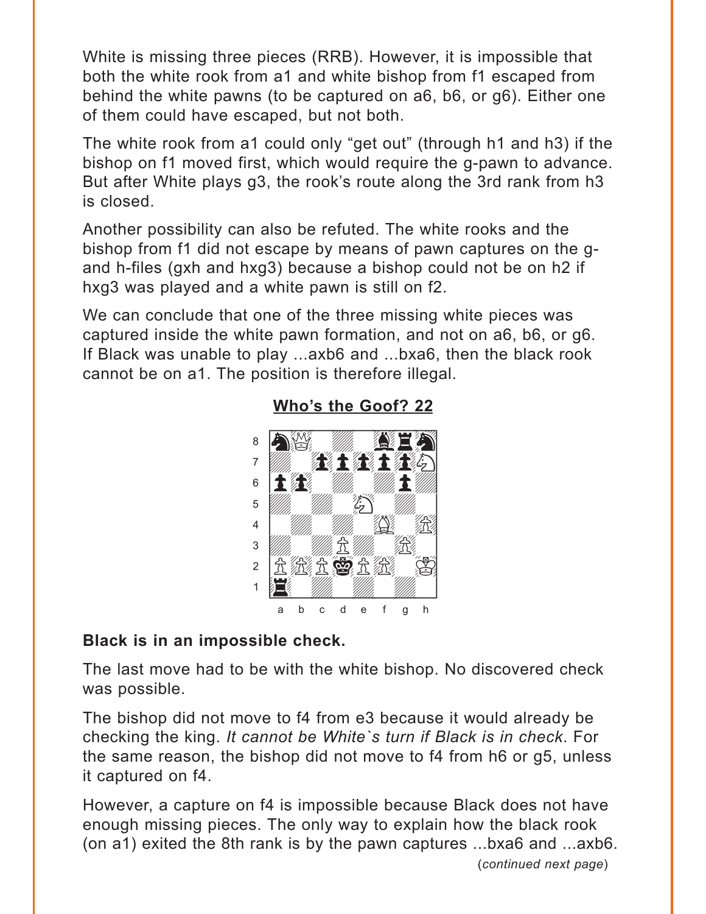White is missing three pieces (RRB). However, it is impossible that both the white rook from a1 and white bishop from f1 escaped from behind the white pawns (to be captured on a6, b6, or g6). Either one of them could have escaped, but not both.

The white rook from a1 could only "get out" (through h1 and h3) if the bishop on f1 moved first, which would require the g-pawn to advance. But after White plays g3, the rook's route along the 3rd rank from h3 is closed.

Another possibility can also be refuted. The white rooks and the bishop from f1 did not escape by means of pawn captures on the g- and h-files (gxh and hxg3) because a bishop could not be on h2 if hxg3 was played and a white pawn is still on f2.

We can conclude that one of the three missing white pieces was captured inside the white pawn formation, and not on a6, b6, or g6. If Black was unable to play ...axb6 and ...bxa6, then the black rook cannot be on a1. The position is therefore illegal.

## Who's the Goof? 22

**Black is in an impossible check.**

The last move had to be with the white bishop. No discovered check was possible.

The bishop did not move to f4 from e3 because it would already be checking the king. *It cannot be White`s turn if Black is in check*. For the same reason, the bishop did not move to f4 from h6 or g5, unless it captured on f4.

However, a capture on f4 is impossible because Black does not have enough missing pieces. The only way to explain how the black rook (on a1) exited the 8th rank is by the pawn captures ...bxa6 and ...axb6.

(*continued next page*)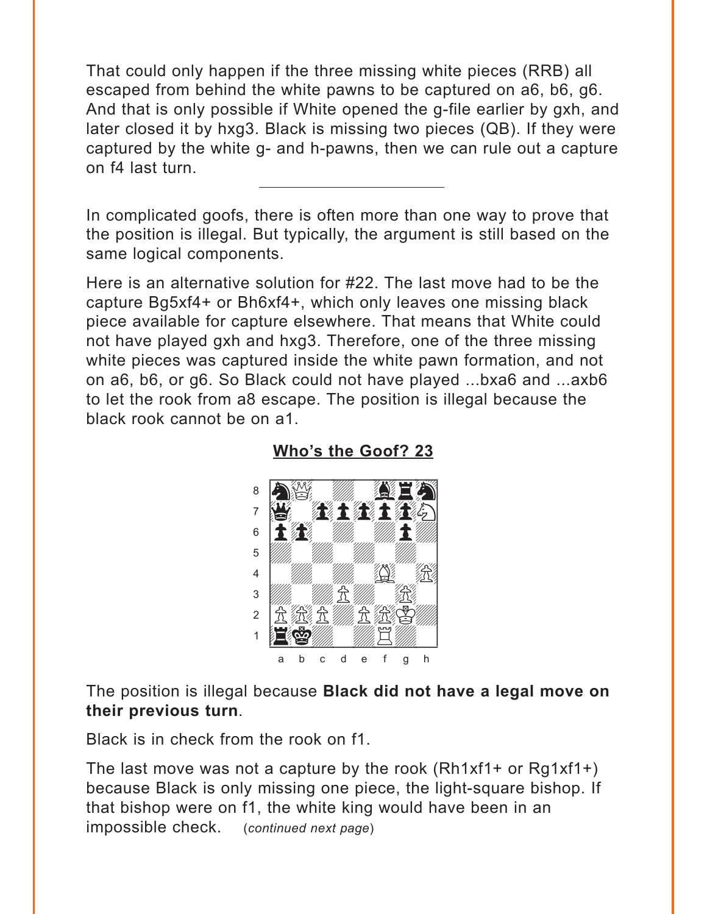That could only happen if the three missing white pieces (RRB) all escaped from behind the white pawns to be captured on a6, b6, g6. And that is only possible if White opened the g-file earlier by gxh, and later closed it by hxg3. Black is missing two pieces (QB). If they were captured by the white g- and h-pawns, then we can rule out a capture on f4 last turn.

---

In complicated goofs, there is often more than one way to prove that the position is illegal. But typically, the argument is still based on the same logical components.

Here is an alternative solution for #22. The last move had to be the capture Bg5xf4+ or Bh6xf4+, which only leaves one missing black piece available for capture elsewhere. That means that White could not have played gxh and hxg3. Therefore, one of the three missing white pieces was captured inside the white pawn formation, and not on a6, b6, or g6. So Black could not have played ...bxa6 and ...axb6 to let the rook from a8 escape. The position is illegal because the black rook cannot be on a1.

## Who's the Goof? 23

The position is illegal because **Black did not have a legal move on their previous turn**.

Black is in check from the rook on f1.

The last move was not a capture by the rook (Rh1xf1+ or Rg1xf1+) because Black is only missing one piece, the light-square bishop. If that bishop were on f1, the white king would have been in an impossible check. (*continued next page*)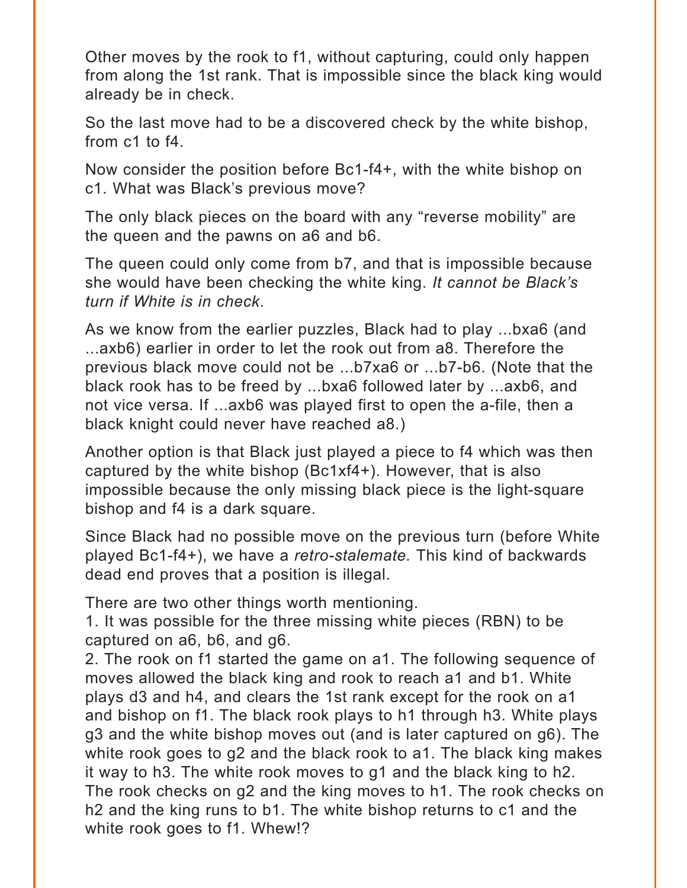Other moves by the rook to f1, without capturing, could only happen from along the 1st rank. That is impossible since the black king would already be in check.

So the last move had to be a discovered check by the white bishop, from c1 to f4.

Now consider the position before Bc1-f4+, with the white bishop on c1. What was Black's previous move?

The only black pieces on the board with any "reverse mobility" are the queen and the pawns on a6 and b6.

The queen could only come from b7, and that is impossible because she would have been checking the white king. *It cannot be Black's turn if White is in check.*

As we know from the earlier puzzles, Black had to play ...bxa6 (and ...axb6) earlier in order to let the rook out from a8. Therefore the previous black move could not be ...b7xa6 or ...b7-b6. (Note that the black rook has to be freed by ...bxa6 followed later by ...axb6, and not vice versa. If ...axb6 was played first to open the a-file, then a black knight could never have reached a8.)

Another option is that Black just played a piece to f4 which was then captured by the white bishop (Bc1xf4+). However, that is also impossible because the only missing black piece is the light-square bishop and f4 is a dark square.

Since Black had no possible move on the previous turn (before White played Bc1-f4+), we have a *retro-stalemate.* This kind of backwards dead end proves that a position is illegal.

There are two other things worth mentioning.

1. It was possible for the three missing white pieces (RBN) to be captured on a6, b6, and g6.
2. The rook on f1 started the game on a1. The following sequence of moves allowed the black king and rook to reach a1 and b1. White plays d3 and h4, and clears the 1st rank except for the rook on a1 and bishop on f1. The black rook plays to h1 through h3. White plays g3 and the white bishop moves out (and is later captured on g6). The white rook goes to g2 and the black rook to a1. The black king makes it way to h3. The white rook moves to g1 and the black king to h2. The rook checks on g2 and the king moves to h1. The rook checks on h2 and the king runs to b1. The white bishop returns to c1 and the white rook goes to f1. Whew!?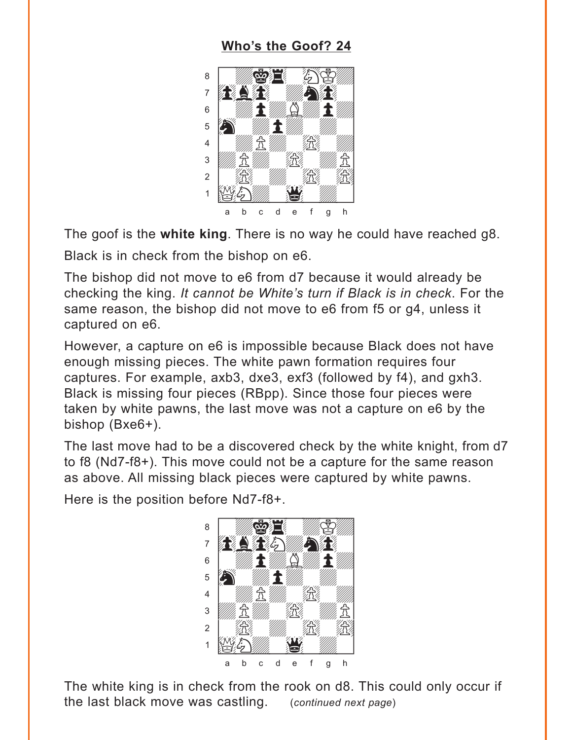## Who's the Goof? 24

The goof is the **white king**. There is no way he could have reached g8.

Black is in check from the bishop on e6.

The bishop did not move to e6 from d7 because it would already be checking the king. *It cannot be White's turn if Black is in check*. For the same reason, the bishop did not move to e6 from f5 or g4, unless it captured on e6.

However, a capture on e6 is impossible because Black does not have enough missing pieces. The white pawn formation requires four captures. For example, axb3, dxe3, exf3 (followed by f4), and gxh3. Black is missing four pieces (RBpp). Since those four pieces were taken by white pawns, the last move was not a capture on e6 by the bishop (Bxe6+).

The last move had to be a discovered check by the white knight, from d7 to f8 (Nd7-f8+). This move could not be a capture for the same reason as above. All missing black pieces were captured by white pawns.

Here is the position before Nd7-f8+.

The white king is in check from the rook on d8. This could only occur if the last black move was castling. (*continued next page*)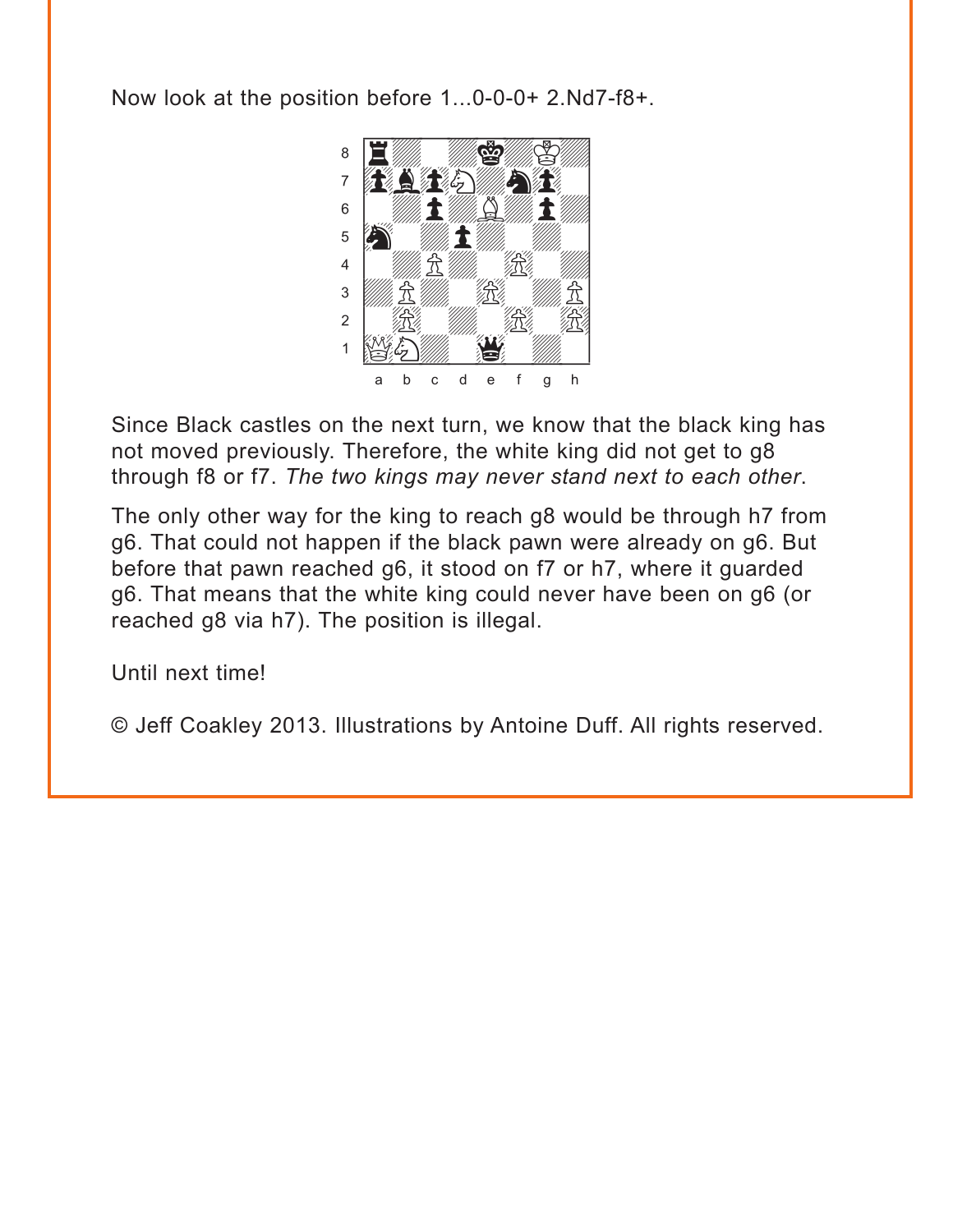Now look at the position before 1...0-0-0+ 2.Nd7-f8+.

Since Black castles on the next turn, we know that the black king has not moved previously. Therefore, the white king did not get to g8 through f8 or f7. *The two kings may never stand next to each other*.

The only other way for the king to reach g8 would be through h7 from g6. That could not happen if the black pawn were already on g6. But before that pawn reached g6, it stood on f7 or h7, where it guarded g6. That means that the white king could never have been on g6 (or reached g8 via h7). The position is illegal.

Until next time!

© Jeff Coakley 2013. Illustrations by Antoine Duff. All rights reserved.